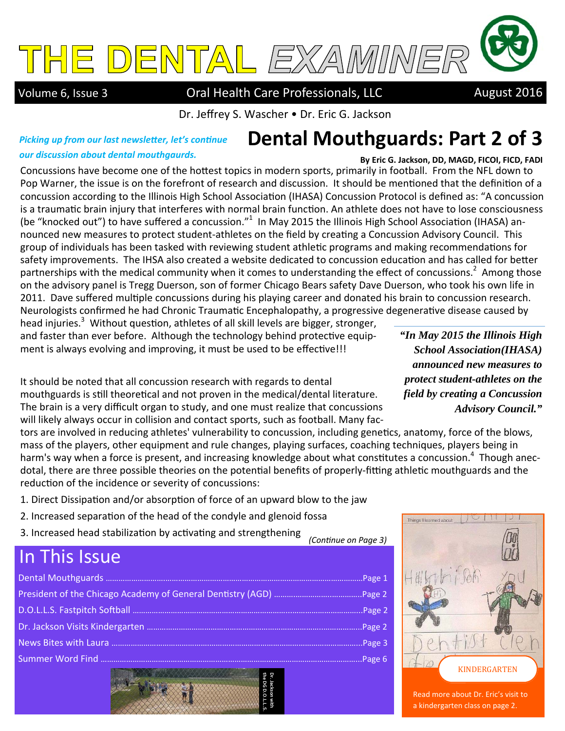# THE DENTAL EXAMINER

Volume 6, Issue 3 | Oral Health Care Professionals, LLC | August 2016

Dr. Jeffrey S. Wascher • Dr. Eric G. Jackson

*Picking up from our last newsletter, let's continue our discussion about dental mouthgaurds.*

## Dental Mouthguards: Part 2 of 3

**By Eric G. Jackson, DD, MAGD, FICOI, FICD, FADI**

Concussions have become one of the hottest topics in modern sports, primarily in football. From the NFL down to Pop Warner, the issue is on the forefront of research and discussion. It should be mentioned that the definition of a concussion according to the Illinois High School Association (IHSA) Concussion Protocol is defined as: "A concussion is a traumatic brain injury that interferes with normal brain function. An athlete does not have to lose consciousness (be "knocked out") to have suffered a concussion."[1] In May 2015 the Illinois High School Association (IHSA) announced new measures to protect student-athletes on the field by creating a Concussion Advisory Council. This group of individuals has been tasked with reviewing student athletic programs and making recommendations for safety improvements. The IHSA also created a website dedicated to concussion education and has called for better partnerships with the medical community when it comes to understanding the effect of concussions.[2] Among those on the advisory panel is Tregg Duerson, son of former Chicago Bears safety Dave Duerson, who took his own life in 2011. Dave suffered multiple concussions during his playing career and donated his brain to concussion research. Neurologists confirmed he had Chronic Traumatic Encephalopathy, a progressive degenerative disease caused by head injuries.[3] Without question, athletes of all skill levels are bigger, stronger, and faster than ever before. Although the technology behind protective equipment is always evolving and improving, it must be used to be effective!!!

> *"In May 2015 the Illinois High School Association(IHSA) announced new measures to protect student-athletes on the field by creating a Concussion Advisory Council."*

It should be noted that all concussion research with regards to dental mouthguards is still theoretical and not proven in the medical/dental literature. The brain is a very difficult organ to study, and one must realize that concussions will likely always occur in collision and contact sports, such as football. Many factors are involved in reducing athletes' vulnerability to concussion, including genetics, anatomy, force of the blows, mass of the players, other equipment and rule changes, playing surfaces, coaching techniques, players being in harm's way when a force is present, and increasing knowledge about what constitutes a concussion.[4] Though anecdotal, there are three possible theories on the potential benefits of properly-fitting athletic mouthguards and the reduction of the incidence or severity of concussions:

1. Direct Dissipation and/or absorption of force of an upward blow to the jaw
2. Increased separation of the head of the condyle and glenoid fossa
3. Increased head stabilization by activating and strengthening

*(Continue on Page 3)*

## In This Issue

- Dental Mouthguards .......... Page 1
- President of the Chicago Academy of General Dentistry (AGD) .......... Page 2
- D.O.L.L.S. Fastpitch Softball .......... Page 2
- Dr. Jackson Visits Kindergarten .......... Page 2
- News Bites with Laura .......... Page 3
- Summer Word Find .......... Page 6

Dr. Jackson with the DG D.O.L.L.S.

KINDERGARTEN

Read more about Dr. Eric's visit to a kindergarten class on page 2.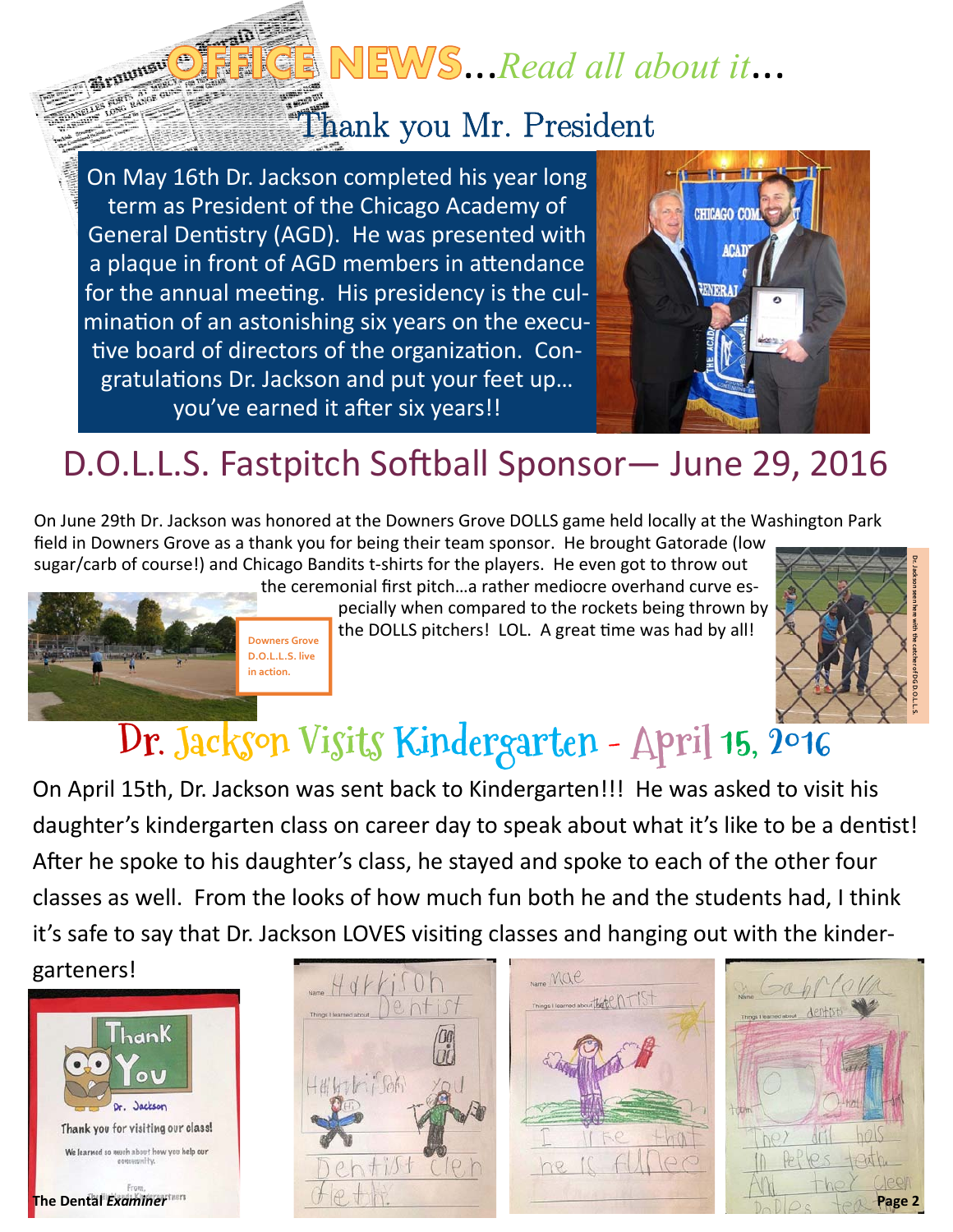# OFFICE NEWS...*Read all about it*...

## Thank you Mr. President

On May 16th Dr. Jackson completed his year long term as President of the Chicago Academy of General Dentistry (AGD). He was presented with a plaque in front of AGD members in attendance for the annual meeting. His presidency is the culmination of an astonishing six years on the executive board of directors of the organization. Congratulations Dr. Jackson and put your feet up… you've earned it after six years!!

## D.O.L.L.S. Fastpitch Softball Sponsor— June 29, 2016

On June 29th Dr. Jackson was honored at the Downers Grove DOLLS game held locally at the Washington Park field in Downers Grove as a thank you for being their team sponsor. He brought Gatorade (low sugar/carb of course!) and Chicago Bandits t-shirts for the players. He even got to throw out the ceremonial first pitch…a rather mediocre overhand curve especially when compared to the rockets being thrown by the DOLLS pitchers! LOL. A great time was had by all!

Downers Grove D.O.L.L.S. live in action.

Dr. Jackson seen here with the catcher of DG D.O.L.L.S.

## Dr. Jackson Visits Kindergarten - April 15, 2016

On April 15th, Dr. Jackson was sent back to Kindergarten!!! He was asked to visit his daughter's kindergarten class on career day to speak about what it's like to be a dentist! After he spoke to his daughter's class, he stayed and spoke to each of the other four classes as well. From the looks of how much fun both he and the students had, I think it's safe to say that Dr. Jackson LOVES visiting classes and hanging out with the kindergarteners!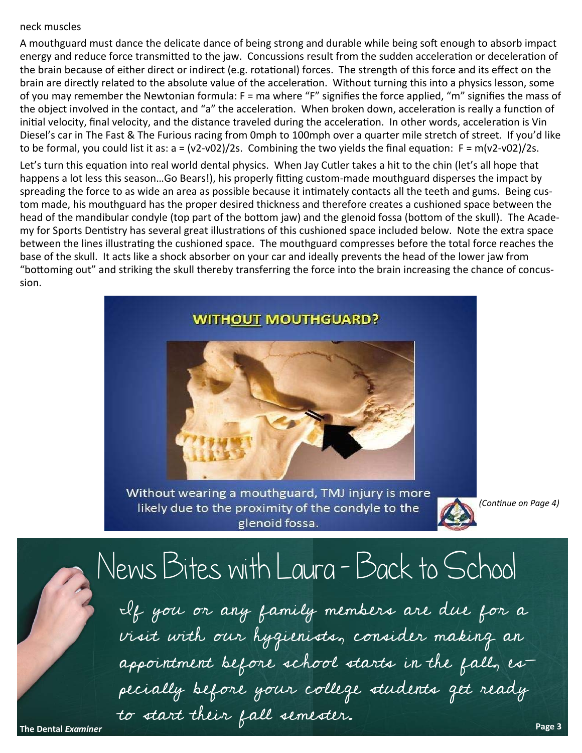neck muscles

A mouthguard must dance the delicate dance of being strong and durable while being soft enough to absorb impact energy and reduce force transmitted to the jaw. Concussions result from the sudden acceleration or deceleration of the brain because of either direct or indirect (e.g. rotational) forces. The strength of this force and its effect on the brain are directly related to the absolute value of the acceleration. Without turning this into a physics lesson, some of you may remember the Newtonian formula: $F = ma$ where "F" signifies the force applied, "m" signifies the mass of the object involved in the contact, and "a" the acceleration. When broken down, acceleration is really a function of initial velocity, final velocity, and the distance traveled during the acceleration. In other words, acceleration is Vin Diesel's car in The Fast & The Furious racing from 0mph to 100mph over a quarter mile stretch of street. If you'd like to be formal, you could list it as: $a = (v2-v02)/2s$. Combining the two yields the final equation: $F = m(v2-v02)/2s$.

Let's turn this equation into real world dental physics. When Jay Cutler takes a hit to the chin (let's all hope that happens a lot less this season…Go Bears!), his properly fitting custom-made mouthguard disperses the impact by spreading the force to as wide an area as possible because it intimately contacts all the teeth and gums. Being custom made, his mouthguard has the proper desired thickness and therefore creates a cushioned space between the head of the mandibular condyle (top part of the bottom jaw) and the glenoid fossa (bottom of the skull). The Academy for Sports Dentistry has several great illustrations of this cushioned space included below. Note the extra space between the lines illustrating the cushioned space. The mouthguard compresses before the total force reaches the base of the skull. It acts like a shock absorber on your car and ideally prevents the head of the lower jaw from "bottoming out" and striking the skull thereby transferring the force into the brain increasing the chance of concussion.

**WITHOUT MOUTHGUARD?**

Without wearing a mouthguard, TMJ injury is more likely due to the proximity of the condyle to the glenoid fossa.

*(Continue on Page 4)*

## News Bites with Laura - Back to School

If you or any family members are due for a visit with our hygienists, consider making an appointment before school starts in the fall, especially before your college students get ready to start their fall semester.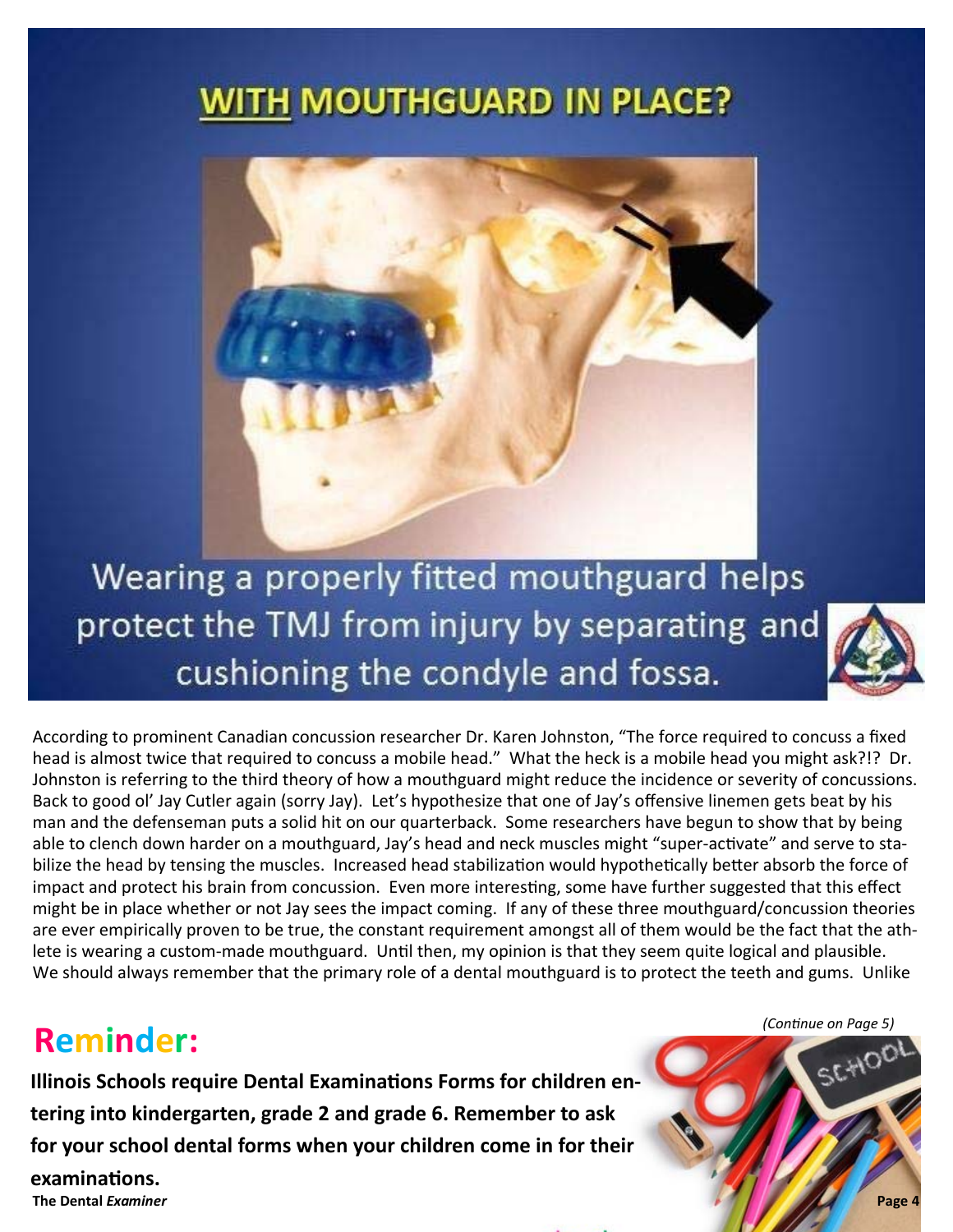# WITH MOUTHGUARD IN PLACE?

Wearing a properly fitted mouthguard helps protect the TMJ from injury by separating and cushioning the condyle and fossa.

According to prominent Canadian concussion researcher Dr. Karen Johnston, "The force required to concuss a fixed head is almost twice that required to concuss a mobile head." What the heck is a mobile head you might ask?!? Dr. Johnston is referring to the third theory of how a mouthguard might reduce the incidence or severity of concussions. Back to good ol' Jay Cutler again (sorry Jay). Let's hypothesize that one of Jay's offensive linemen gets beat by his man and the defenseman puts a solid hit on our quarterback. Some researchers have begun to show that by being able to clench down harder on a mouthguard, Jay's head and neck muscles might "super-activate" and serve to stabilize the head by tensing the muscles. Increased head stabilization would hypothetically better absorb the force of impact and protect his brain from concussion. Even more interesting, some have further suggested that this effect might be in place whether or not Jay sees the impact coming. If any of these three mouthguard/concussion theories are ever empirically proven to be true, the constant requirement amongst all of them would be the fact that the athlete is wearing a custom-made mouthguard. Until then, my opinion is that they seem quite logical and plausible. We should always remember that the primary role of a dental mouthguard is to protect the teeth and gums. Unlike

*(Continue on Page 5)*

## Reminder:

**Illinois Schools require Dental Examinations Forms for children entering into kindergarten, grade 2 and grade 6. Remember to ask for your school dental forms when your children come in for their examinations.**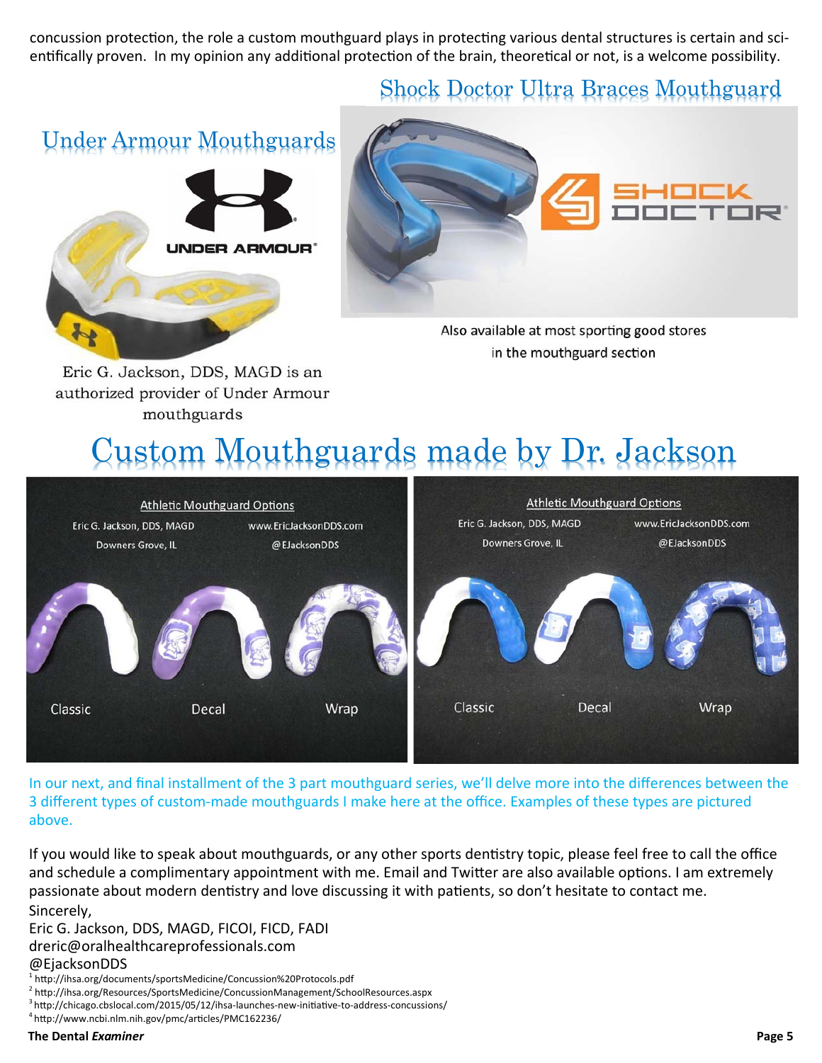concussion protection, the role a custom mouthguard plays in protecting various dental structures is certain and scientifically proven. In my opinion any additional protection of the brain, theoretical or not, is a welcome possibility.

## Under Armour Mouthguards

Eric G. Jackson, DDS, MAGD is an authorized provider of Under Armour mouthguards

## Shock Doctor Ultra Braces Mouthguard

Also available at most sporting good stores in the mouthguard section

# Custom Mouthguards made by Dr. Jackson

In our next, and final installment of the 3 part mouthguard series, we'll delve more into the differences between the 3 different types of custom-made mouthguards I make here at the office. Examples of these types are pictured above.

If you would like to speak about mouthguards, or any other sports dentistry topic, please feel free to call the office and schedule a complimentary appointment with me. Email and Twitter are also available options. I am extremely passionate about modern dentistry and love discussing it with patients, so don't hesitate to contact me.

Sincerely,
Eric G. Jackson, DDS, MAGD, FICOI, FICD, FADI
dreric@oralhealthcareprofessionals.com
@EjacksonDDS

[1] http://ihsa.org/documents/sportsMedicine/Concussion%20Protocols.pdf
[2] http://ihsa.org/Resources/SportsMedicine/ConcussionManagement/SchoolResources.aspx
[3] http://chicago.cbslocal.com/2015/05/12/ihsa-launches-new-initiative-to-address-concussions/
[4] http://www.ncbi.nlm.nih.gov/pmc/articles/PMC162236/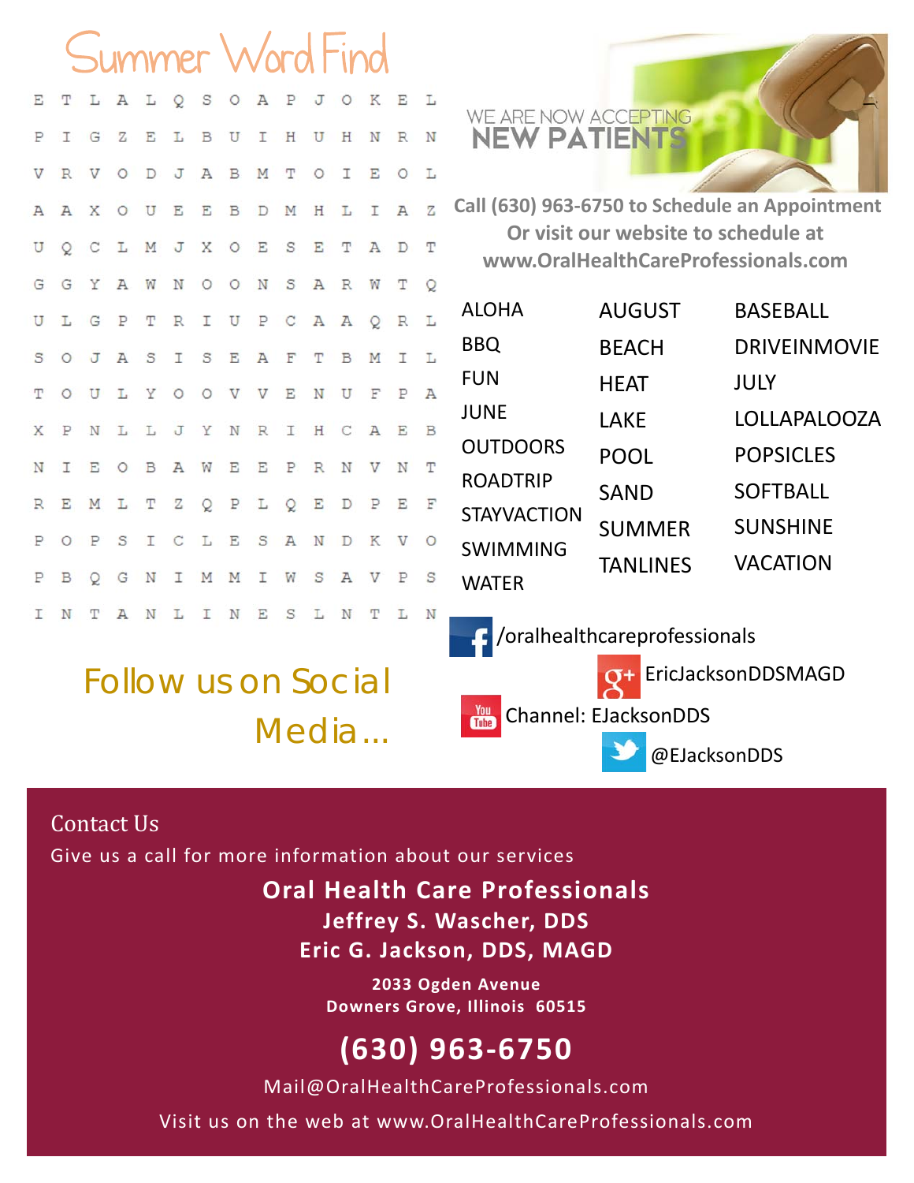# Summer Word Find

| | | | | | | | | | | | | | | |
|---|---|---|---|---|---|---|---|---|---|---|---|---|---|---|
| E | T | L | A | L | Q | S | O | A | P | J | O | K | E | L |
| P | I | G | Z | E | L | B | U | I | H | U | H | N | R | N |
| V | R | V | O | D | J | A | B | M | T | O | I | E | O | L |
| A | A | X | O | U | E | E | B | D | M | H | L | I | A | Z |
| U | Q | C | L | M | J | X | O | E | S | E | T | A | D | T |
| G | G | Y | A | W | N | O | O | N | S | A | R | W | T | Q |
| U | L | G | P | T | R | I | U | P | C | A | A | Q | R | L |
| S | O | J | A | S | I | S | E | A | F | T | B | M | I | L |
| T | O | U | L | Y | O | O | V | V | E | N | U | F | P | A |
| X | P | N | L | L | J | Y | N | R | I | H | C | A | E | B |
| N | I | E | O | B | A | W | E | E | P | R | N | V | N | T |
| R | E | M | L | T | Z | Q | P | L | Q | E | D | P | E | F |
| P | O | P | S | I | C | L | E | S | A | N | D | K | V | O |
| P | B | Q | G | N | I | M | M | I | W | S | A | V | P | S |
| I | N | T | A | N | L | I | N | E | S | L | N | T | L | N |

WE ARE NOW ACCEPTING
**NEW PATIENTS**

**Call (630) 963-6750 to Schedule an Appointment**
**Or visit our website to schedule at**
**www.OralHealthCareProfessionals.com**

| | | |
|---|---|---|
| ALOHA | AUGUST | BASEBALL |
| BBQ | BEACH | DRIVEINMOVIE |
| FUN | HEAT | JULY |
| JUNE | LAKE | LOLLAPALOOZA |
| OUTDOORS | POOL | POPSICLES |
| ROADTRIP | SAND | SOFTBALL |
| STAYVACTION | SUMMER | SUNSHINE |
| SWIMMING | TANLINES | VACATION |
| WATER | | |

## Follow us on Social Media...

/oralhealthcareprofessionals

EricJacksonDDSMAGD

Channel: EJacksonDDS

@EJacksonDDS

## Contact Us

Give us a call for more information about our services

**Oral Health Care Professionals**
**Jeffrey S. Wascher, DDS**
**Eric G. Jackson, DDS, MAGD**

**2033 Ogden Avenue**
**Downers Grove, Illinois 60515**

**(630) 963-6750**

Mail@OralHealthCareProfessionals.com

Visit us on the web at www.OralHealthCareProfessionals.com